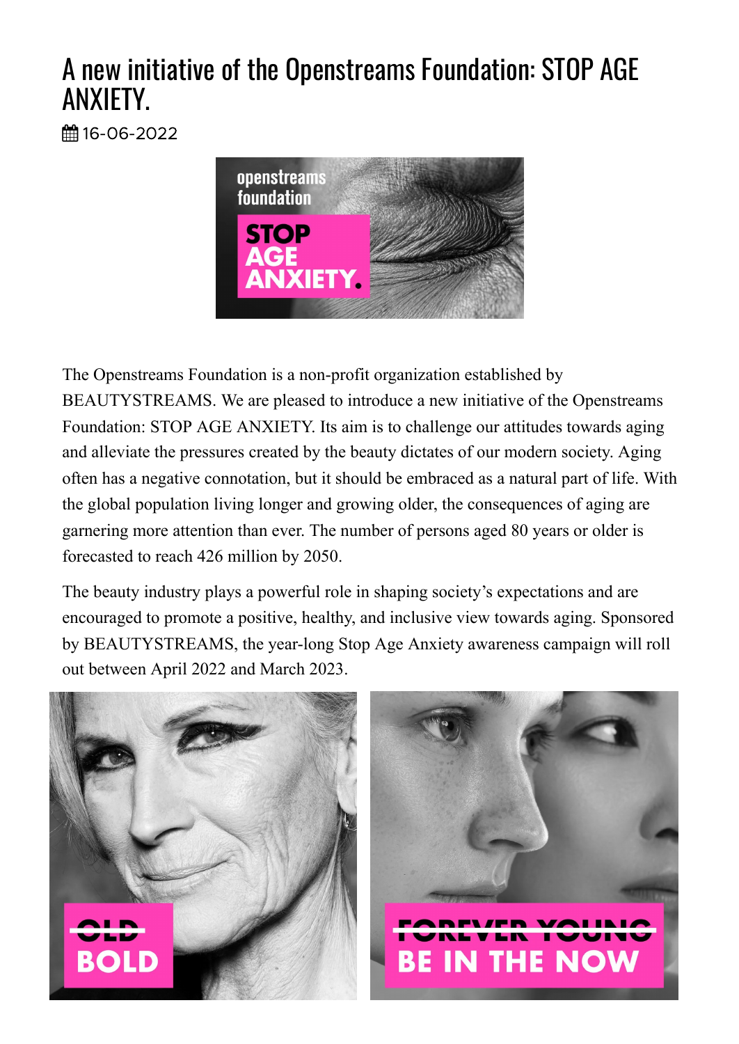# A new initiative of the Openstreams Foundation: STOP AGE ANXIETY.

16-06-2022

The Openstreams Foundation is a non-profit organization established by BEAUTYSTREAMS. We are pleased to introduce a new initiative of the Openstreams Foundation: STOP AGE ANXIETY. Its aim is to challenge our attitudes towards aging and alleviate the pressures created by the beauty dictates of our modern society. Aging often has a negative connotation, but it should be embraced as a natural part of life. With the global population living longer and growing older, the consequences of aging are garnering more attention than ever. The number of persons aged 80 years or older is forecasted to reach 426 million by 2050.

The beauty industry plays a powerful role in shaping society's expectations and are encouraged to promote a positive, healthy, and inclusive view towards aging. Sponsored by BEAUTYSTREAMS, the year-long Stop Age Anxiety awareness campaign will roll out between April 2022 and March 2023.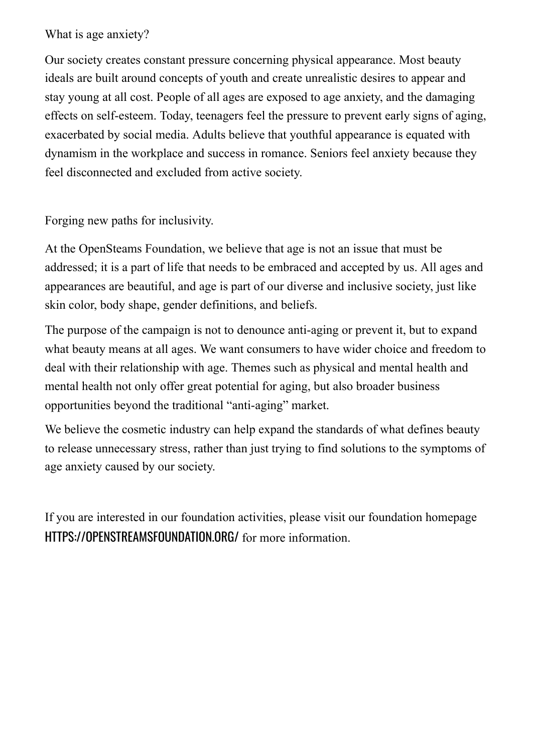What is age anxiety?

Our society creates constant pressure concerning physical appearance. Most beauty ideals are built around concepts of youth and create unrealistic desires to appear and stay young at all cost. People of all ages are exposed to age anxiety, and the damaging effects on self-esteem. Today, teenagers feel the pressure to prevent early signs of aging, exacerbated by social media. Adults believe that youthful appearance is equated with dynamism in the workplace and success in romance. Seniors feel anxiety because they feel disconnected and excluded from active society.

Forging new paths for inclusivity.

At the OpenSteams Foundation, we believe that age is not an issue that must be addressed; it is a part of life that needs to be embraced and accepted by us. All ages and appearances are beautiful, and age is part of our diverse and inclusive society, just like skin color, body shape, gender definitions, and beliefs.

The purpose of the campaign is not to denounce anti-aging or prevent it, but to expand what beauty means at all ages. We want consumers to have wider choice and freedom to deal with their relationship with age. Themes such as physical and mental health and mental health not only offer great potential for aging, but also broader business opportunities beyond the traditional "anti-aging" market.

We believe the cosmetic industry can help expand the standards of what defines beauty to release unnecessary stress, rather than just trying to find solutions to the symptoms of age anxiety caused by our society.

If you are interested in our foundation activities, please visit our foundation homepage HTTPS://OPENSTREAMSFOUNDATION.ORG/ for more information.